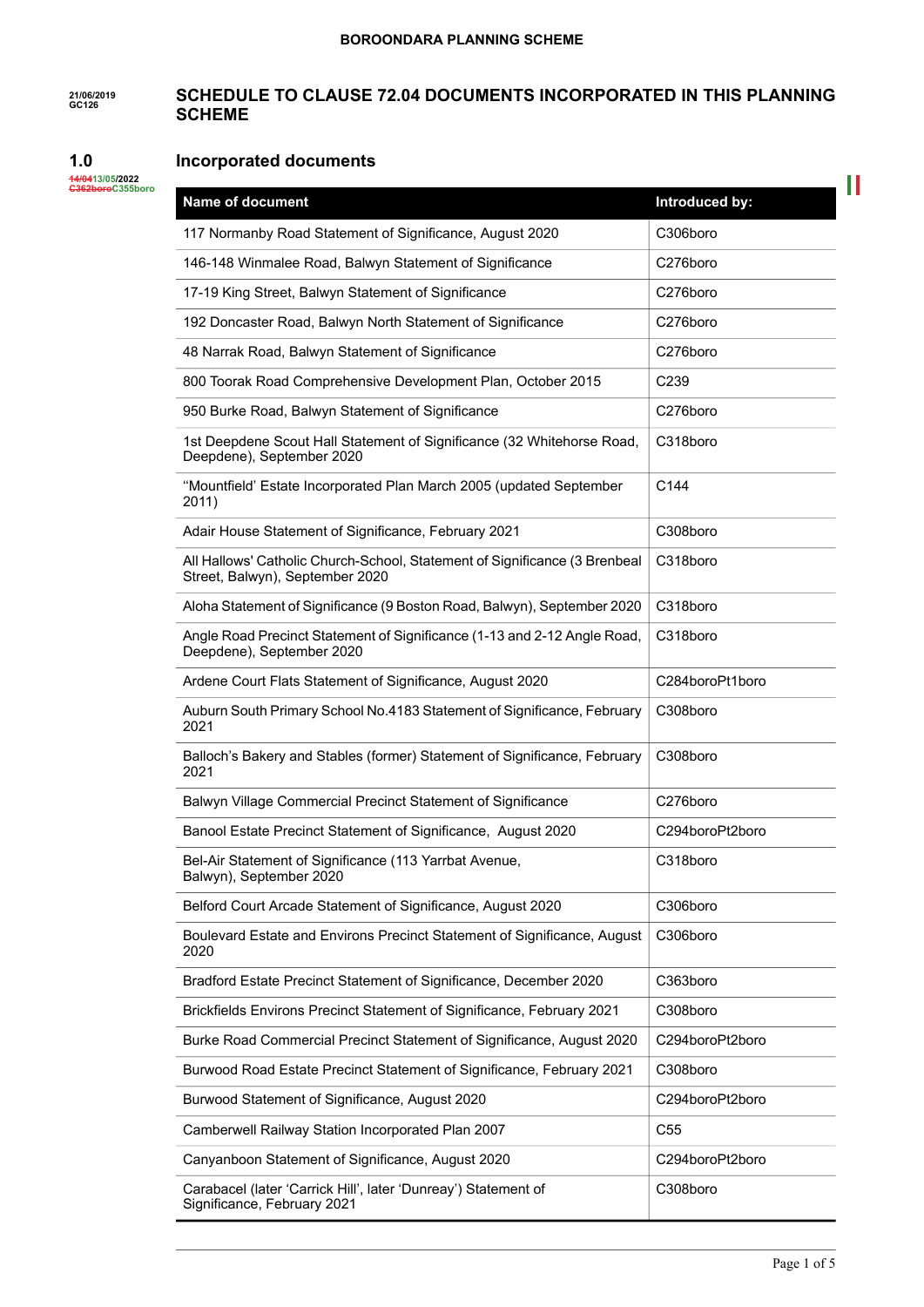21/06/2019
GC126

# SCHEDULE TO CLAUSE 72.04 DOCUMENTS INCORPORATED IN THIS PLANNING SCHEME

14/0413/05/2022
C362boroC355boro

## 1.0 Incorporated documents

| Name of document | Introduced by: |
|---|---|
| 117 Normanby Road Statement of Significance, August 2020 | C306boro |
| 146-148 Winmalee Road, Balwyn Statement of Significance | C276boro |
| 17-19 King Street, Balwyn Statement of Significance | C276boro |
| 192 Doncaster Road, Balwyn North Statement of Significance | C276boro |
| 48 Narrak Road, Balwyn Statement of Significance | C276boro |
| 800 Toorak Road Comprehensive Development Plan, October 2015 | C239 |
| 950 Burke Road, Balwyn Statement of Significance | C276boro |
| 1st Deepdene Scout Hall Statement of Significance (32 Whitehorse Road, Deepdene), September 2020 | C318boro |
| "Mountfield' Estate Incorporated Plan March 2005 (updated September 2011) | C144 |
| Adair House Statement of Significance, February 2021 | C308boro |
| All Hallows' Catholic Church-School, Statement of Significance (3 Brenbeal Street, Balwyn), September 2020 | C318boro |
| Aloha Statement of Significance (9 Boston Road, Balwyn), September 2020 | C318boro |
| Angle Road Precinct Statement of Significance (1-13 and 2-12 Angle Road, Deepdene), September 2020 | C318boro |
| Ardene Court Flats Statement of Significance, August 2020 | C284boroPt1boro |
| Auburn South Primary School No.4183 Statement of Significance, February 2021 | C308boro |
| Balloch's Bakery and Stables (former) Statement of Significance, February 2021 | C308boro |
| Balwyn Village Commercial Precinct Statement of Significance | C276boro |
| Banool Estate Precinct Statement of Significance, August 2020 | C294boroPt2boro |
| Bel-Air Statement of Significance (113 Yarrbat Avenue, Balwyn), September 2020 | C318boro |
| Belford Court Arcade Statement of Significance, August 2020 | C306boro |
| Boulevard Estate and Environs Precinct Statement of Significance, August 2020 | C306boro |
| Bradford Estate Precinct Statement of Significance, December 2020 | C363boro |
| Brickfields Environs Precinct Statement of Significance, February 2021 | C308boro |
| Burke Road Commercial Precinct Statement of Significance, August 2020 | C294boroPt2boro |
| Burwood Road Estate Precinct Statement of Significance, February 2021 | C308boro |
| Burwood Statement of Significance, August 2020 | C294boroPt2boro |
| Camberwell Railway Station Incorporated Plan 2007 | C55 |
| Canyanboon Statement of Significance, August 2020 | C294boroPt2boro |
| Carabacel (later 'Carrick Hill', later 'Dunreay') Statement of Significance, February 2021 | C308boro |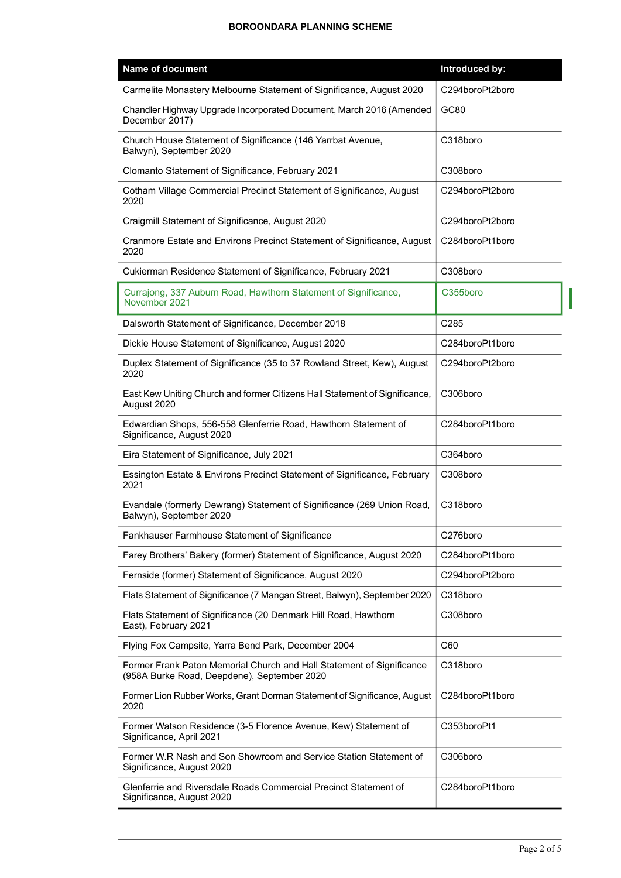| Name of document | Introduced by: |
| --- | --- |
| Carmelite Monastery Melbourne Statement of Significance, August 2020 | C294boroPt2boro |
| Chandler Highway Upgrade Incorporated Document, March 2016 (Amended December 2017) | GC80 |
| Church House Statement of Significance (146 Yarrbat Avenue, Balwyn), September 2020 | C318boro |
| Clomanto Statement of Significance, February 2021 | C308boro |
| Cotham Village Commercial Precinct Statement of Significance, August 2020 | C294boroPt2boro |
| Craigmill Statement of Significance, August 2020 | C294boroPt2boro |
| Cranmore Estate and Environs Precinct Statement of Significance, August 2020 | C284boroPt1boro |
| Cukierman Residence Statement of Significance, February 2021 | C308boro |
| Currajong, 337 Auburn Road, Hawthorn Statement of Significance, November 2021 | C355boro |
| Dalsworth Statement of Significance, December 2018 | C285 |
| Dickie House Statement of Significance, August 2020 | C284boroPt1boro |
| Duplex Statement of Significance (35 to 37 Rowland Street, Kew), August 2020 | C294boroPt2boro |
| East Kew Uniting Church and former Citizens Hall Statement of Significance, August 2020 | C306boro |
| Edwardian Shops, 556-558 Glenferrie Road, Hawthorn Statement of Significance, August 2020 | C284boroPt1boro |
| Eira Statement of Significance, July 2021 | C364boro |
| Essington Estate & Environs Precinct Statement of Significance, February 2021 | C308boro |
| Evandale (formerly Dewrang) Statement of Significance (269 Union Road, Balwyn), September 2020 | C318boro |
| Fankhauser Farmhouse Statement of Significance | C276boro |
| Farey Brothers' Bakery (former) Statement of Significance, August 2020 | C284boroPt1boro |
| Fernside (former) Statement of Significance, August 2020 | C294boroPt2boro |
| Flats Statement of Significance (7 Mangan Street, Balwyn), September 2020 | C318boro |
| Flats Statement of Significance (20 Denmark Hill Road, Hawthorn East), February 2021 | C308boro |
| Flying Fox Campsite, Yarra Bend Park, December 2004 | C60 |
| Former Frank Paton Memorial Church and Hall Statement of Significance (958A Burke Road, Deepdene), September 2020 | C318boro |
| Former Lion Rubber Works, Grant Dorman Statement of Significance, August 2020 | C284boroPt1boro |
| Former Watson Residence (3-5 Florence Avenue, Kew) Statement of Significance, April 2021 | C353boroPt1 |
| Former W.R Nash and Son Showroom and Service Station Statement of Significance, August 2020 | C306boro |
| Glenferrie and Riversdale Roads Commercial Precinct Statement of Significance, August 2020 | C284boroPt1boro |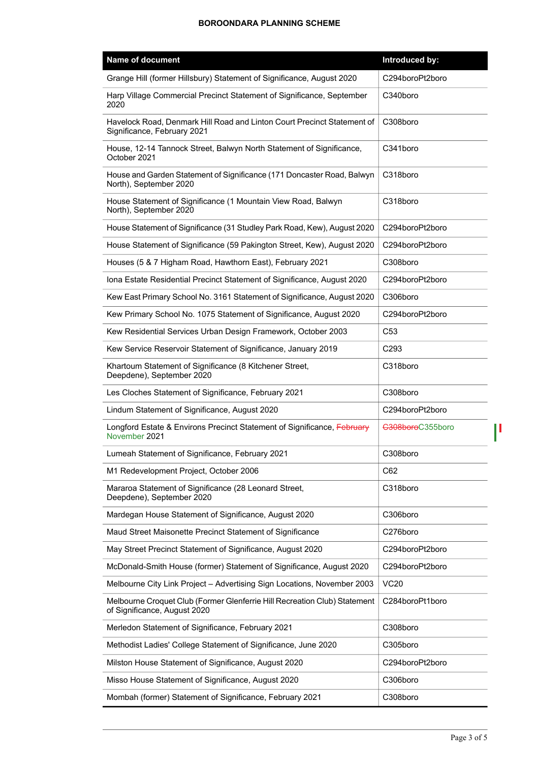| Name of document | Introduced by: |
|---|---|
| Grange Hill (former Hillsbury) Statement of Significance, August 2020 | C294boroPt2boro |
| Harp Village Commercial Precinct Statement of Significance, September 2020 | C340boro |
| Havelock Road, Denmark Hill Road and Linton Court Precinct Statement of Significance, February 2021 | C308boro |
| House, 12-14 Tannock Street, Balwyn North Statement of Significance, October 2021 | C341boro |
| House and Garden Statement of Significance (171 Doncaster Road, Balwyn North), September 2020 | C318boro |
| House Statement of Significance (1 Mountain View Road, Balwyn North), September 2020 | C318boro |
| House Statement of Significance (31 Studley Park Road, Kew), August 2020 | C294boroPt2boro |
| House Statement of Significance (59 Pakington Street, Kew), August 2020 | C294boroPt2boro |
| Houses (5 & 7 Higham Road, Hawthorn East), February 2021 | C308boro |
| Iona Estate Residential Precinct Statement of Significance, August 2020 | C294boroPt2boro |
| Kew East Primary School No. 3161 Statement of Significance, August 2020 | C306boro |
| Kew Primary School No. 1075 Statement of Significance, August 2020 | C294boroPt2boro |
| Kew Residential Services Urban Design Framework, October 2003 | C53 |
| Kew Service Reservoir Statement of Significance, January 2019 | C293 |
| Khartoum Statement of Significance (8 Kitchener Street, Deepdene), September 2020 | C318boro |
| Les Cloches Statement of Significance, February 2021 | C308boro |
| Lindum Statement of Significance, August 2020 | C294boroPt2boro |
| Longford Estate & Environs Precinct Statement of Significance, ~~February~~ November 2021 | ~~C308boro~~C355boro |
| Lumeah Statement of Significance, February 2021 | C308boro |
| M1 Redevelopment Project, October 2006 | C62 |
| Mararoa Statement of Significance (28 Leonard Street, Deepdene), September 2020 | C318boro |
| Mardegan House Statement of Significance, August 2020 | C306boro |
| Maud Street Maisonette Precinct Statement of Significance | C276boro |
| May Street Precinct Statement of Significance, August 2020 | C294boroPt2boro |
| McDonald-Smith House (former) Statement of Significance, August 2020 | C294boroPt2boro |
| Melbourne City Link Project – Advertising Sign Locations, November 2003 | VC20 |
| Melbourne Croquet Club (Former Glenferrie Hill Recreation Club) Statement of Significance, August 2020 | C284boroPt1boro |
| Merledon Statement of Significance, February 2021 | C308boro |
| Methodist Ladies' College Statement of Significance, June 2020 | C305boro |
| Milston House Statement of Significance, August 2020 | C294boroPt2boro |
| Misso House Statement of Significance, August 2020 | C306boro |
| Mombah (former) Statement of Significance, February 2021 | C308boro |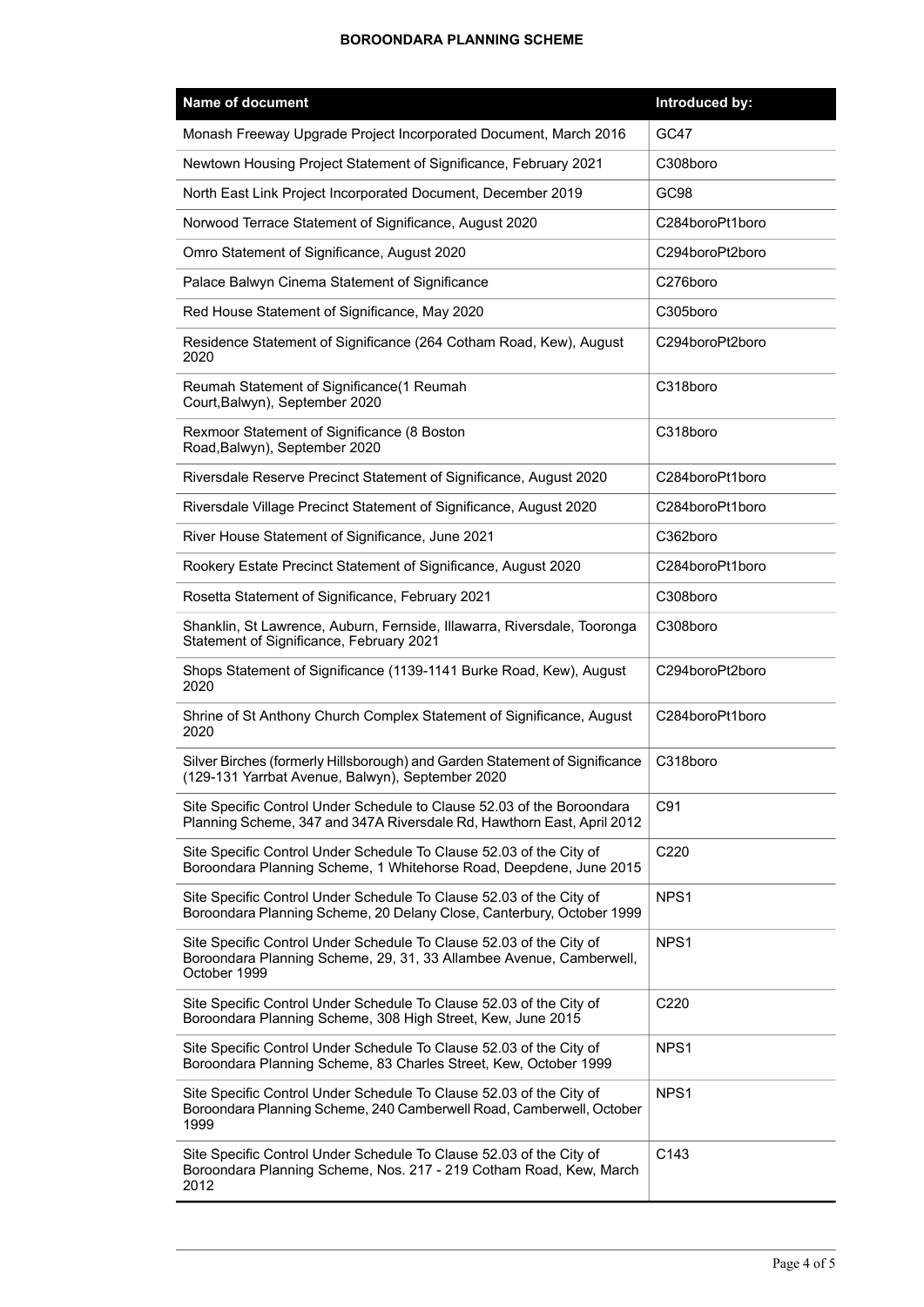| Name of document | Introduced by: |
|---|---|
| Monash Freeway Upgrade Project Incorporated Document, March 2016 | GC47 |
| Newtown Housing Project Statement of Significance, February 2021 | C308boro |
| North East Link Project Incorporated Document, December 2019 | GC98 |
| Norwood Terrace Statement of Significance, August 2020 | C284boroPt1boro |
| Omro Statement of Significance, August 2020 | C294boroPt2boro |
| Palace Balwyn Cinema Statement of Significance | C276boro |
| Red House Statement of Significance, May 2020 | C305boro |
| Residence Statement of Significance (264 Cotham Road, Kew), August 2020 | C294boroPt2boro |
| Reumah Statement of Significance(1 Reumah Court,Balwyn), September 2020 | C318boro |
| Rexmoor Statement of Significance (8 Boston Road,Balwyn), September 2020 | C318boro |
| Riversdale Reserve Precinct Statement of Significance, August 2020 | C284boroPt1boro |
| Riversdale Village Precinct Statement of Significance, August 2020 | C284boroPt1boro |
| River House Statement of Significance, June 2021 | C362boro |
| Rookery Estate Precinct Statement of Significance, August 2020 | C284boroPt1boro |
| Rosetta Statement of Significance, February 2021 | C308boro |
| Shanklin, St Lawrence, Auburn, Fernside, Illawarra, Riversdale, Tooronga Statement of Significance, February 2021 | C308boro |
| Shops Statement of Significance (1139-1141 Burke Road, Kew), August 2020 | C294boroPt2boro |
| Shrine of St Anthony Church Complex Statement of Significance, August 2020 | C284boroPt1boro |
| Silver Birches (formerly Hillsborough) and Garden Statement of Significance (129-131 Yarrbat Avenue, Balwyn), September 2020 | C318boro |
| Site Specific Control Under Schedule to Clause 52.03 of the Boroondara Planning Scheme, 347 and 347A Riversdale Rd, Hawthorn East, April 2012 | C91 |
| Site Specific Control Under Schedule To Clause 52.03 of the City of Boroondara Planning Scheme, 1 Whitehorse Road, Deepdene, June 2015 | C220 |
| Site Specific Control Under Schedule To Clause 52.03 of the City of Boroondara Planning Scheme, 20 Delany Close, Canterbury, October 1999 | NPS1 |
| Site Specific Control Under Schedule To Clause 52.03 of the City of Boroondara Planning Scheme, 29, 31, 33 Allambee Avenue, Camberwell, October 1999 | NPS1 |
| Site Specific Control Under Schedule To Clause 52.03 of the City of Boroondara Planning Scheme, 308 High Street, Kew, June 2015 | C220 |
| Site Specific Control Under Schedule To Clause 52.03 of the City of Boroondara Planning Scheme, 83 Charles Street, Kew, October 1999 | NPS1 |
| Site Specific Control Under Schedule To Clause 52.03 of the City of Boroondara Planning Scheme, 240 Camberwell Road, Camberwell, October 1999 | NPS1 |
| Site Specific Control Under Schedule To Clause 52.03 of the City of Boroondara Planning Scheme, Nos. 217 - 219 Cotham Road, Kew, March 2012 | C143 |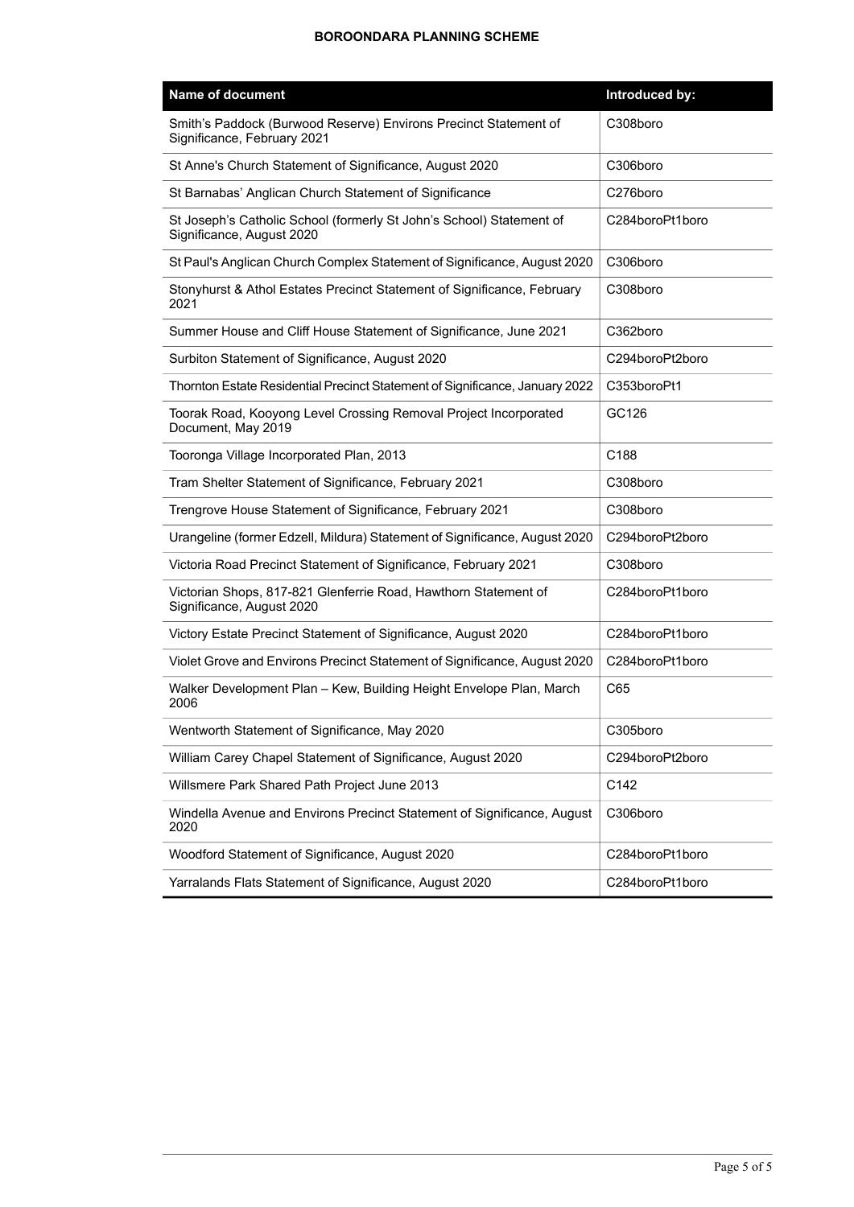| Name of document | Introduced by: |
|---|---|
| Smith’s Paddock (Burwood Reserve) Environs Precinct Statement of Significance, February 2021 | C308boro |
| St Anne's Church Statement of Significance, August 2020 | C306boro |
| St Barnabas’ Anglican Church Statement of Significance | C276boro |
| St Joseph’s Catholic School (formerly St John’s School) Statement of Significance, August 2020 | C284boroPt1boro |
| St Paul's Anglican Church Complex Statement of Significance, August 2020 | C306boro |
| Stonyhurst & Athol Estates Precinct Statement of Significance, February 2021 | C308boro |
| Summer House and Cliff House Statement of Significance, June 2021 | C362boro |
| Surbiton Statement of Significance, August 2020 | C294boroPt2boro |
| Thornton Estate Residential Precinct Statement of Significance, January 2022 | C353boroPt1 |
| Toorak Road, Kooyong Level Crossing Removal Project Incorporated Document, May 2019 | GC126 |
| Tooronga Village Incorporated Plan, 2013 | C188 |
| Tram Shelter Statement of Significance, February 2021 | C308boro |
| Trengrove House Statement of Significance, February 2021 | C308boro |
| Urangeline (former Edzell, Mildura) Statement of Significance, August 2020 | C294boroPt2boro |
| Victoria Road Precinct Statement of Significance, February 2021 | C308boro |
| Victorian Shops, 817-821 Glenferrie Road, Hawthorn Statement of Significance, August 2020 | C284boroPt1boro |
| Victory Estate Precinct Statement of Significance, August 2020 | C284boroPt1boro |
| Violet Grove and Environs Precinct Statement of Significance, August 2020 | C284boroPt1boro |
| Walker Development Plan – Kew, Building Height Envelope Plan, March 2006 | C65 |
| Wentworth Statement of Significance, May 2020 | C305boro |
| William Carey Chapel Statement of Significance, August 2020 | C294boroPt2boro |
| Willsmere Park Shared Path Project June 2013 | C142 |
| Windella Avenue and Environs Precinct Statement of Significance, August 2020 | C306boro |
| Woodford Statement of Significance, August 2020 | C284boroPt1boro |
| Yarralands Flats Statement of Significance, August 2020 | C284boroPt1boro |